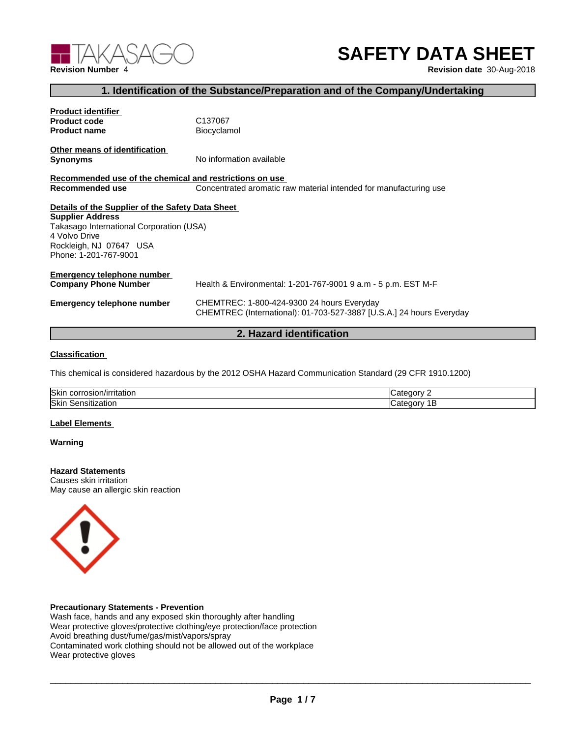TAKASAGO

**Revision Number** 4

# SAFETY DATA SHEET

**Revision date** 30-Aug-2018

## 1. Identification of the Substance/Preparation and of the Company/Undertaking

**Product identifier**

**Product code** C137067

**Product name** Biocyclamol

**Other means of identification**

**Synonyms** No information available

**Recommended use of the chemical and restrictions on use**

**Recommended use** Concentrated aromatic raw material intended for manufacturing use

**Details of the Supplier of the Safety Data Sheet**

**Supplier Address**
Takasago International Corporation (USA)
4 Volvo Drive
Rockleigh, NJ 07647 USA
Phone: 1-201-767-9001

**Emergency telephone number**

**Company Phone Number** Health & Environmental: 1-201-767-9001 9 a.m - 5 p.m. EST M-F

**Emergency telephone number** CHEMTREC: 1-800-424-9300 24 hours Everyday
CHEMTREC (International): 01-703-527-3887 [U.S.A.] 24 hours Everyday

## 2. Hazard identification

**Classification**

This chemical is considered hazardous by the 2012 OSHA Hazard Communication Standard (29 CFR 1910.1200)

| | |
|---|---|
| Skin corrosion/irritation | Category 2 |
| Skin Sensitization | Category 1B |

**Label Elements**

**Warning**

**Hazard Statements**
Causes skin irritation
May cause an allergic skin reaction

**Precautionary Statements - Prevention**
Wash face, hands and any exposed skin thoroughly after handling
Wear protective gloves/protective clothing/eye protection/face protection
Avoid breathing dust/fume/gas/mist/vapors/spray
Contaminated work clothing should not be allowed out of the workplace
Wear protective gloves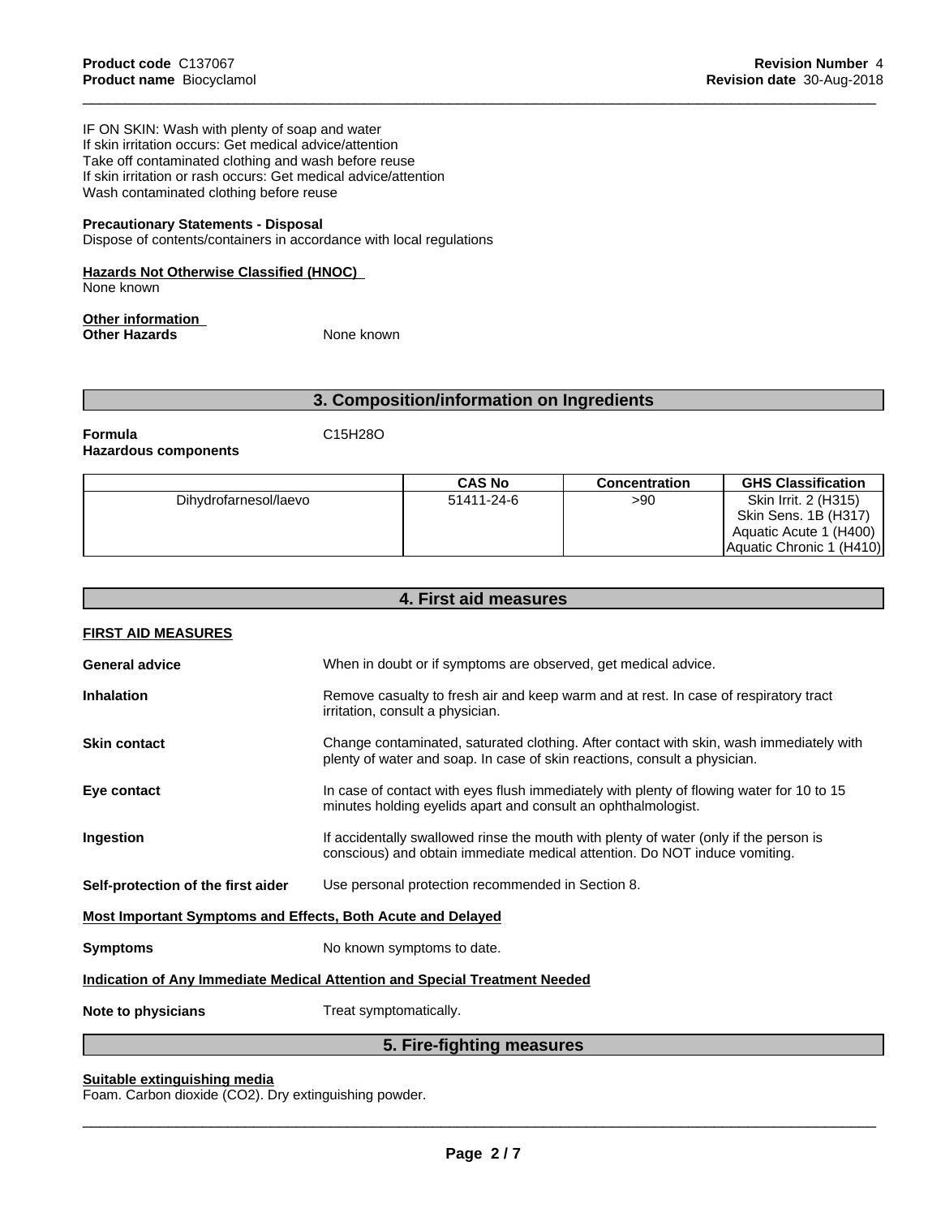IF ON SKIN: Wash with plenty of soap and water
If skin irritation occurs: Get medical advice/attention
Take off contaminated clothing and wash before reuse
If skin irritation or rash occurs: Get medical advice/attention
Wash contaminated clothing before reuse

**Precautionary Statements - Disposal**
Dispose of contents/containers in accordance with local regulations

**Hazards Not Otherwise Classified (HNOC)**
None known

**Other information**
**Other Hazards** None known

## 3. Composition/information on Ingredients

**Formula** $C_{15}H_{28}O$
**Hazardous components**

| | CAS No | Concentration | GHS Classification |
|---|---|---|---|
| Dihydrofarnesol/laevo | 51411-24-6 | >90 | Skin Irrit. 2 (H315)<br>Skin Sens. 1B (H317)<br>Aquatic Acute 1 (H400)<br>Aquatic Chronic 1 (H410) |

## 4. First aid measures

**FIRST AID MEASURES**

**General advice** When in doubt or if symptoms are observed, get medical advice.

**Inhalation** Remove casualty to fresh air and keep warm and at rest. In case of respiratory tract irritation, consult a physician.

**Skin contact** Change contaminated, saturated clothing. After contact with skin, wash immediately with plenty of water and soap. In case of skin reactions, consult a physician.

**Eye contact** In case of contact with eyes flush immediately with plenty of flowing water for 10 to 15 minutes holding eyelids apart and consult an ophthalmologist.

**Ingestion** If accidentally swallowed rinse the mouth with plenty of water (only if the person is conscious) and obtain immediate medical attention. Do NOT induce vomiting.

**Self-protection of the first aider** Use personal protection recommended in Section 8.

**Most Important Symptoms and Effects, Both Acute and Delayed**

**Symptoms** No known symptoms to date.

**Indication of Any Immediate Medical Attention and Special Treatment Needed**

**Note to physicians** Treat symptomatically.

## 5. Fire-fighting measures

**Suitable extinguishing media**
Foam. Carbon dioxide ($CO_2$). Dry extinguishing powder.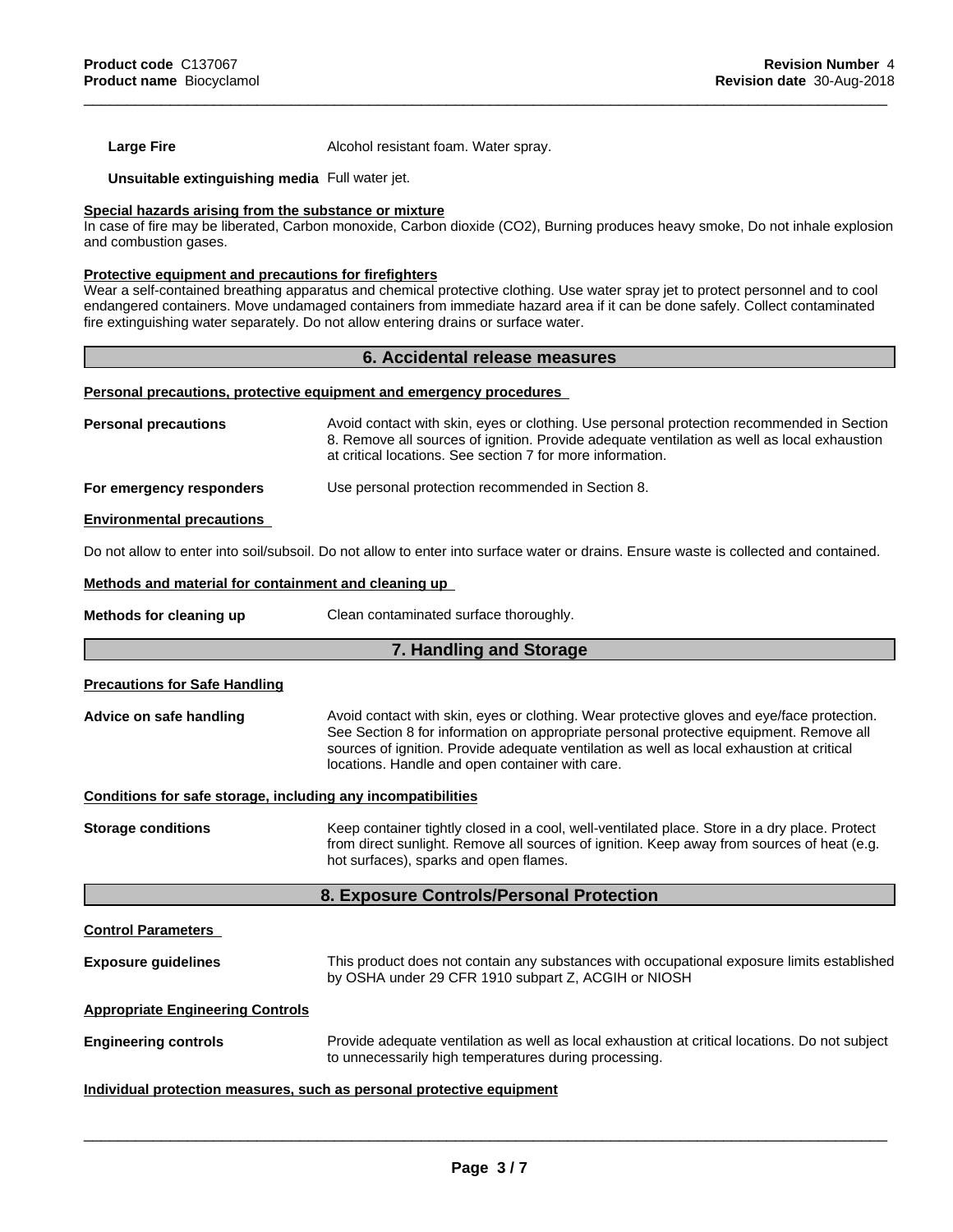**Large Fire** Alcohol resistant foam. Water spray.

**Unsuitable extinguishing media** Full water jet.

**Special hazards arising from the substance or mixture**

In case of fire may be liberated, Carbon monoxide, Carbon dioxide ($CO_2$), Burning produces heavy smoke, Do not inhale explosion and combustion gases.

**Protective equipment and precautions for firefighters**

Wear a self-contained breathing apparatus and chemical protective clothing. Use water spray jet to protect personnel and to cool endangered containers. Move undamaged containers from immediate hazard area if it can be done safely. Collect contaminated fire extinguishing water separately. Do not allow entering drains or surface water.

## 6. Accidental release measures

**Personal precautions, protective equipment and emergency procedures**

**Personal precautions** Avoid contact with skin, eyes or clothing. Use personal protection recommended in Section 8. Remove all sources of ignition. Provide adequate ventilation as well as local exhaustion at critical locations. See section 7 for more information.

**For emergency responders** Use personal protection recommended in Section 8.

**Environmental precautions**

Do not allow to enter into soil/subsoil. Do not allow to enter into surface water or drains. Ensure waste is collected and contained.

**Methods and material for containment and cleaning up**

**Methods for cleaning up** Clean contaminated surface thoroughly.

## 7. Handling and Storage

**Precautions for Safe Handling**

**Advice on safe handling** Avoid contact with skin, eyes or clothing. Wear protective gloves and eye/face protection. See Section 8 for information on appropriate personal protective equipment. Remove all sources of ignition. Provide adequate ventilation as well as local exhaustion at critical locations. Handle and open container with care.

**Conditions for safe storage, including any incompatibilities**

**Storage conditions** Keep container tightly closed in a cool, well-ventilated place. Store in a dry place. Protect from direct sunlight. Remove all sources of ignition. Keep away from sources of heat (e.g. hot surfaces), sparks and open flames.

## 8. Exposure Controls/Personal Protection

**Control Parameters**

**Exposure guidelines** This product does not contain any substances with occupational exposure limits established by OSHA under 29 CFR 1910 subpart Z, ACGIH or NIOSH

**Appropriate Engineering Controls**

**Engineering controls** Provide adequate ventilation as well as local exhaustion at critical locations. Do not subject to unnecessarily high temperatures during processing.

**Individual protection measures, such as personal protective equipment**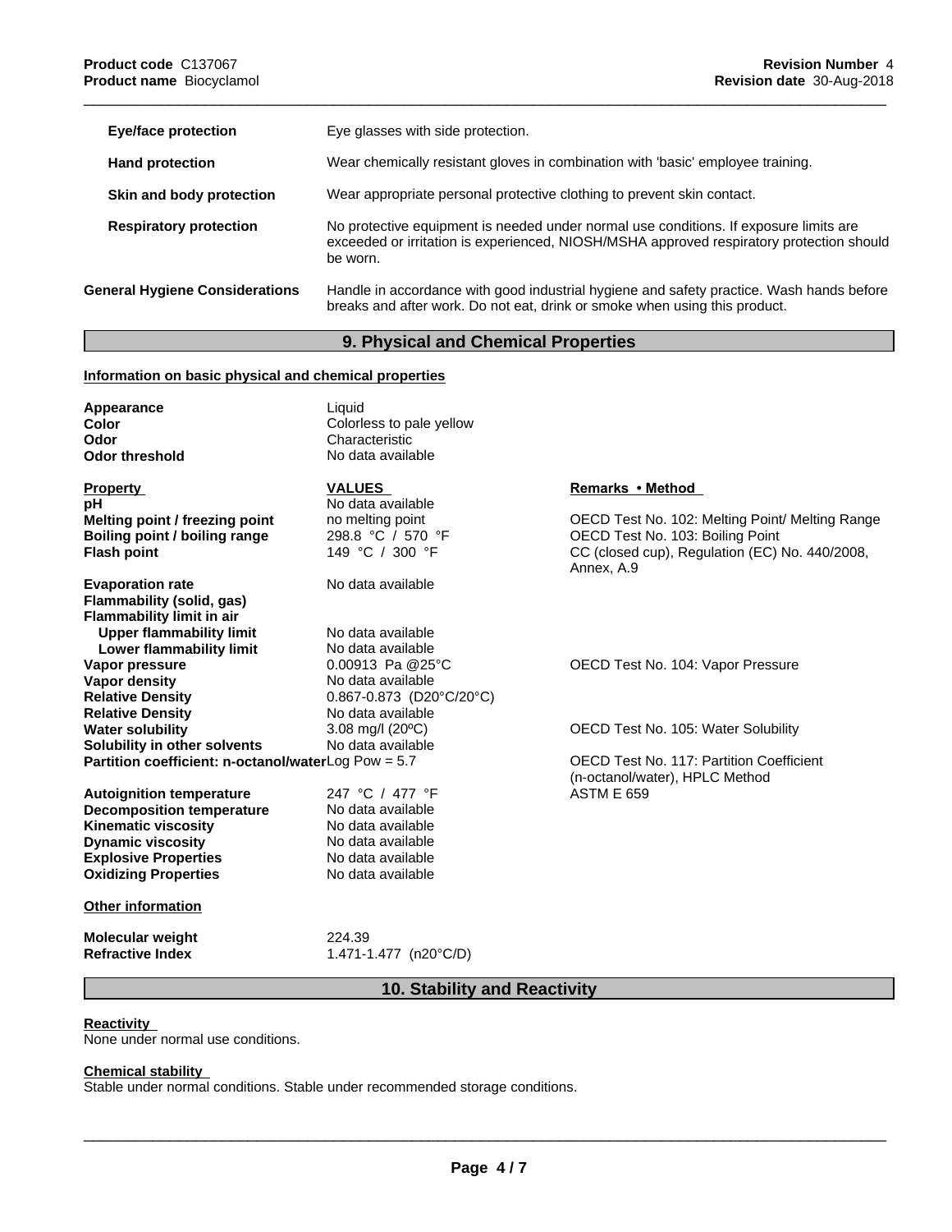| | |
|---|---|
| **Eye/face protection** | Eye glasses with side protection. |
| **Hand protection** | Wear chemically resistant gloves in combination with 'basic' employee training. |
| **Skin and body protection** | Wear appropriate personal protective clothing to prevent skin contact. |
| **Respiratory protection** | No protective equipment is needed under normal use conditions. If exposure limits are exceeded or irritation is experienced, NIOSH/MSHA approved respiratory protection should be worn. |
| **General Hygiene Considerations** | Handle in accordance with good industrial hygiene and safety practice. Wash hands before breaks and after work. Do not eat, drink or smoke when using this product. |

## 9. Physical and Chemical Properties

**Information on basic physical and chemical properties**

| | |
|---|---|
| **Appearance** | Liquid |
| **Color** | Colorless to pale yellow |
| **Odor** | Characteristic |
| **Odor threshold** | No data available |

| Property | VALUES | Remarks • Method |
|---|---|---|
| **pH** | No data available | |
| **Melting point / freezing point** | no melting point | OECD Test No. 102: Melting Point/ Melting Range |
| **Boiling point / boiling range** | 298.8 °C / 570 °F | OECD Test No. 103: Boiling Point |
| **Flash point** | 149 °C / 300 °F | CC (closed cup), Regulation (EC) No. 440/2008, Annex, A.9 |
| **Evaporation rate** | No data available | |
| **Flammability (solid, gas)** | | |
| **Flammability limit in air** | | |
| **Upper flammability limit** | No data available | |
| **Lower flammability limit** | No data available | |
| **Vapor pressure** | 0.00913 Pa @25°C | OECD Test No. 104: Vapor Pressure |
| **Vapor density** | No data available | |
| **Relative Density** | 0.867-0.873 (D20°C/20°C) | |
| **Relative Density** | No data available | |
| **Water solubility** | 3.08 mg/l (20ºC) | OECD Test No. 105: Water Solubility |
| **Solubility in other solvents** | No data available | |
| **Partition coefficient: n-octanol/water** | Log Pow = 5.7 | OECD Test No. 117: Partition Coefficient (n-octanol/water), HPLC Method |
| **Autoignition temperature** | 247 °C / 477 °F | ASTM E 659 |
| **Decomposition temperature** | No data available | |
| **Kinematic viscosity** | No data available | |
| **Dynamic viscosity** | No data available | |
| **Explosive Properties** | No data available | |
| **Oxidizing Properties** | No data available | |

**Other information**

| | |
|---|---|
| **Molecular weight** | 224.39 |
| **Refractive Index** | 1.471-1.477 (n20°C/D) |

## 10. Stability and Reactivity

**Reactivity**

None under normal use conditions.

**Chemical stability**

Stable under normal conditions. Stable under recommended storage conditions.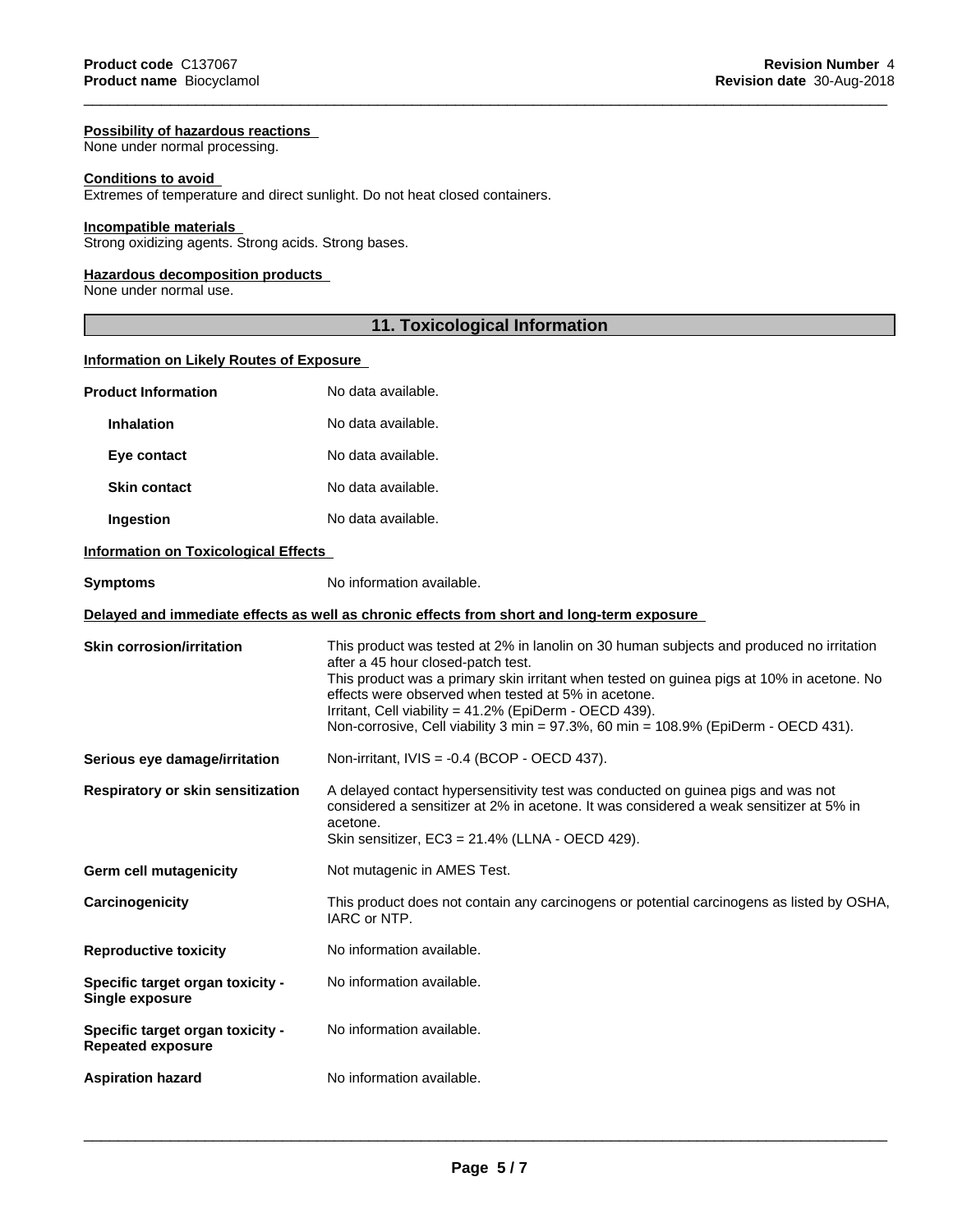**Possibility of hazardous reactions**
None under normal processing.

**Conditions to avoid**
Extremes of temperature and direct sunlight. Do not heat closed containers.

**Incompatible materials**
Strong oxidizing agents. Strong acids. Strong bases.

**Hazardous decomposition products**
None under normal use.

## 11. Toxicological Information

**Information on Likely Routes of Exposure**

| | |
|---|---|
| **Product Information** | No data available. |
| **Inhalation** | No data available. |
| **Eye contact** | No data available. |
| **Skin contact** | No data available. |
| **Ingestion** | No data available. |

**Information on Toxicological Effects**

| | |
|---|---|
| **Symptoms** | No information available. |

**Delayed and immediate effects as well as chronic effects from short and long-term exposure**

| | |
|---|---|
| **Skin corrosion/irritation** | This product was tested at 2% in lanolin on 30 human subjects and produced no irritation after a 45 hour closed-patch test. This product was a primary skin irritant when tested on guinea pigs at 10% in acetone. No effects were observed when tested at 5% in acetone. Irritant, Cell viability = 41.2% (EpiDerm - OECD 439). Non-corrosive, Cell viability 3 min = 97.3%, 60 min = 108.9% (EpiDerm - OECD 431). |
| **Serious eye damage/irritation** | Non-irritant, IVIS = -0.4 (BCOP - OECD 437). |
| **Respiratory or skin sensitization** | A delayed contact hypersensitivity test was conducted on guinea pigs and was not considered a sensitizer at 2% in acetone. It was considered a weak sensitizer at 5% in acetone. Skin sensitizer, EC3 = 21.4% (LLNA - OECD 429). |
| **Germ cell mutagenicity** | Not mutagenic in AMES Test. |
| **Carcinogenicity** | This product does not contain any carcinogens or potential carcinogens as listed by OSHA, IARC or NTP. |
| **Reproductive toxicity** | No information available. |
| **Specific target organ toxicity - Single exposure** | No information available. |
| **Specific target organ toxicity - Repeated exposure** | No information available. |
| **Aspiration hazard** | No information available. |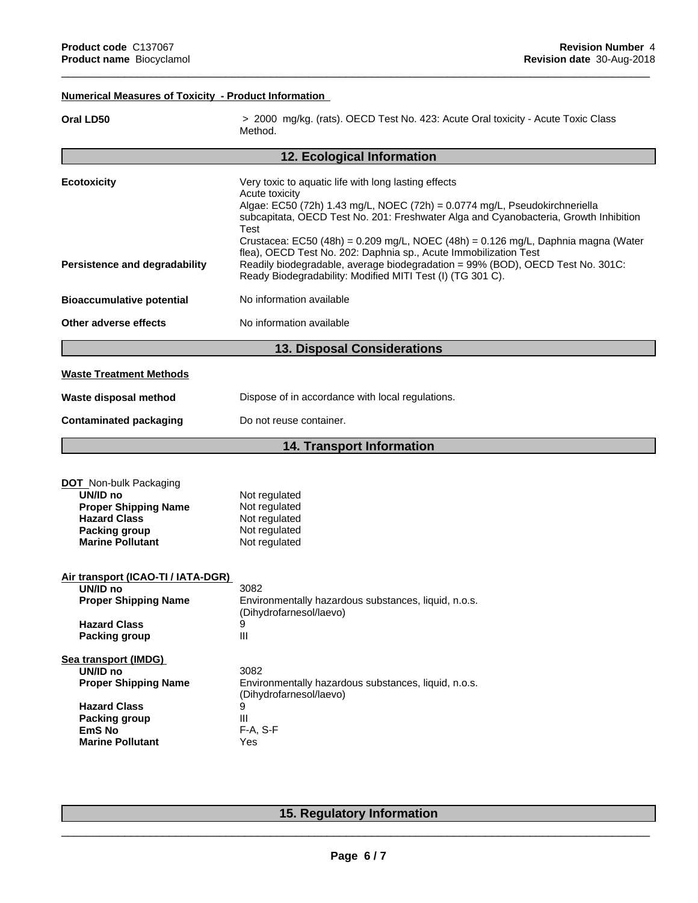**Numerical Measures of Toxicity - Product Information**

**Oral LD50** > 2000 mg/kg. (rats). OECD Test No. 423: Acute Oral toxicity - Acute Toxic Class Method.

## 12. Ecological Information

**Ecotoxicity**

Very toxic to aquatic life with long lasting effects

Acute toxicity

Algae: EC50 (72h) 1.43 mg/L, NOEC (72h) = 0.0774 mg/L, Pseudokirchneriella subcapitata, OECD Test No. 201: Freshwater Alga and Cyanobacteria, Growth Inhibition Test

Crustacea: EC50 (48h) = 0.209 mg/L, NOEC (48h) = 0.126 mg/L, Daphnia magna (Water flea), OECD Test No. 202: Daphnia sp., Acute Immobilization Test

**Persistence and degradability** Readily biodegradable, average biodegradation = 99% (BOD), OECD Test No. 301C: Ready Biodegradability: Modified MITI Test (I) (TG 301 C).

**Bioaccumulative potential** No information available

**Other adverse effects** No information available

## 13. Disposal Considerations

**Waste Treatment Methods**

**Waste disposal method** Dispose of in accordance with local regulations.

**Contaminated packaging** Do not reuse container.

## 14. Transport Information

**DOT** Non-bulk Packaging

| | |
|---|---|
| **UN/ID no** | Not regulated |
| **Proper Shipping Name** | Not regulated |
| **Hazard Class** | Not regulated |
| **Packing group** | Not regulated |
| **Marine Pollutant** | Not regulated |

**Air transport (ICAO-TI / IATA-DGR)**

| | |
|---|---|
| **UN/ID no** | 3082 |
| **Proper Shipping Name** | Environmentally hazardous substances, liquid, n.o.s. (Dihydrofarnesol/laevo) |
| **Hazard Class** | 9 |
| **Packing group** | III |

**Sea transport (IMDG)**

| | |
|---|---|
| **UN/ID no** | 3082 |
| **Proper Shipping Name** | Environmentally hazardous substances, liquid, n.o.s. (Dihydrofarnesol/laevo) |
| **Hazard Class** | 9 |
| **Packing group** | III |
| **EmS No** | F-A, S-F |
| **Marine Pollutant** | Yes |

## 15. Regulatory Information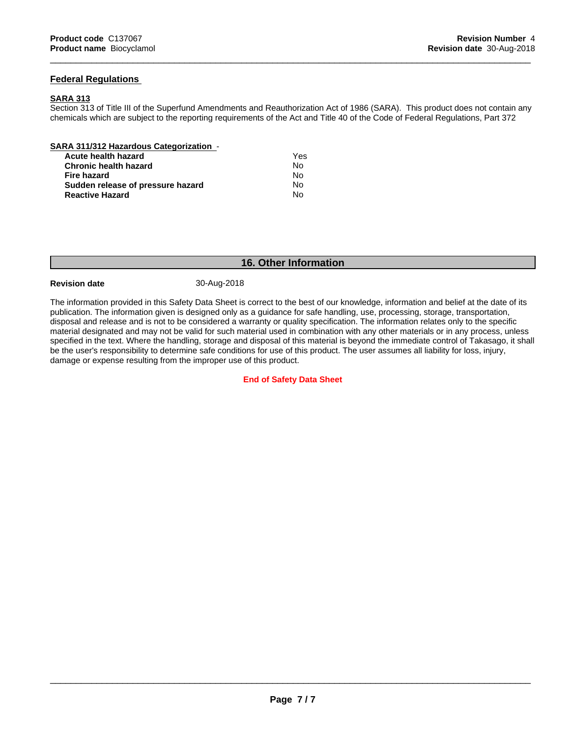## Federal Regulations

### SARA 313

Section 313 of Title III of the Superfund Amendments and Reauthorization Act of 1986 (SARA). This product does not contain any chemicals which are subject to the reporting requirements of the Act and Title 40 of the Code of Federal Regulations, Part 372

### SARA 311/312 Hazardous Categorization -

| | |
|---|---|
| **Acute health hazard** | Yes |
| **Chronic health hazard** | No |
| **Fire hazard** | No |
| **Sudden release of pressure hazard** | No |
| **Reactive Hazard** | No |

## 16. Other Information

**Revision date** 30-Aug-2018

The information provided in this Safety Data Sheet is correct to the best of our knowledge, information and belief at the date of its publication. The information given is designed only as a guidance for safe handling, use, processing, storage, transportation, disposal and release and is not to be considered a warranty or quality specification. The information relates only to the specific material designated and may not be valid for such material used in combination with any other materials or in any process, unless specified in the text. Where the handling, storage and disposal of this material is beyond the immediate control of Takasago, it shall be the user's responsibility to determine safe conditions for use of this product. The user assumes all liability for loss, injury, damage or expense resulting from the improper use of this product.

**End of Safety Data Sheet**